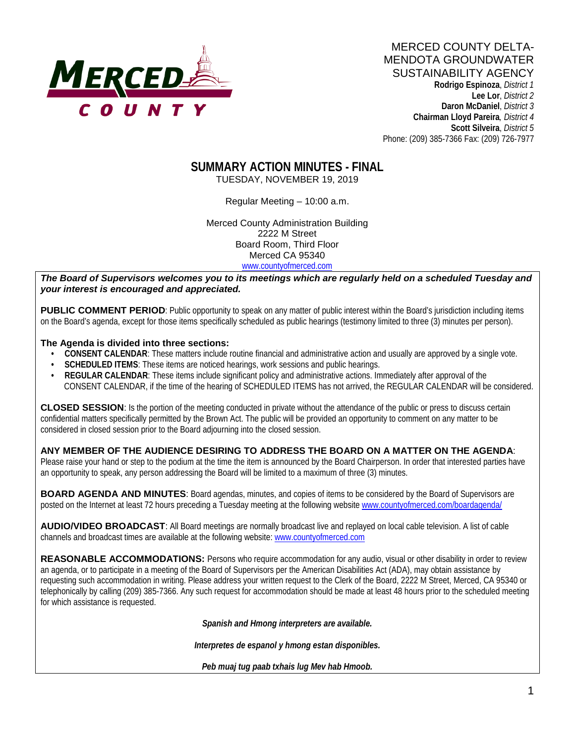MERCED COUNTY

# MERCED COUNTY DELTA-MENDOTA GROUNDWATER SUSTAINABILITY AGENCY

**Rodrigo Espinoza**, *District 1*
**Lee Lor**, *District 2*
**Daron McDaniel**, *District 3*
**Chairman Lloyd Pareira***, District 4*
**Scott Silveira**, *District 5*
Phone: (209) 385-7366 Fax: (209) 726-7977

## SUMMARY ACTION MINUTES - FINAL

TUESDAY, NOVEMBER 19, 2019

Regular Meeting – 10:00 a.m.

Merced County Administration Building
2222 M Street
Board Room, Third Floor
Merced CA 95340
www.countyofmerced.com

***The Board of Supervisors welcomes you to its meetings which are regularly held on a scheduled Tuesday and your interest is encouraged and appreciated.***

**PUBLIC COMMENT PERIOD**: Public opportunity to speak on any matter of public interest within the Board's jurisdiction including items on the Board's agenda, except for those items specifically scheduled as public hearings (testimony limited to three (3) minutes per person).

**The Agenda is divided into three sections:**

- **CONSENT CALENDAR**: These matters include routine financial and administrative action and usually are approved by a single vote.
- **SCHEDULED ITEMS**: These items are noticed hearings, work sessions and public hearings.
- **REGULAR CALENDAR**: These items include significant policy and administrative actions. Immediately after approval of the CONSENT CALENDAR, if the time of the hearing of SCHEDULED ITEMS has not arrived, the REGULAR CALENDAR will be considered.

**CLOSED SESSION**: Is the portion of the meeting conducted in private without the attendance of the public or press to discuss certain confidential matters specifically permitted by the Brown Act. The public will be provided an opportunity to comment on any matter to be considered in closed session prior to the Board adjourning into the closed session.

**ANY MEMBER OF THE AUDIENCE DESIRING TO ADDRESS THE BOARD ON A MATTER ON THE AGENDA**: Please raise your hand or step to the podium at the time the item is announced by the Board Chairperson. In order that interested parties have an opportunity to speak, any person addressing the Board will be limited to a maximum of three (3) minutes.

**BOARD AGENDA AND MINUTES**: Board agendas, minutes, and copies of items to be considered by the Board of Supervisors are posted on the Internet at least 72 hours preceding a Tuesday meeting at the following website www.countyofmerced.com/boardagenda/

**AUDIO/VIDEO BROADCAST**: All Board meetings are normally broadcast live and replayed on local cable television. A list of cable channels and broadcast times are available at the following website: www.countyofmerced.com

**REASONABLE ACCOMMODATIONS:** Persons who require accommodation for any audio, visual or other disability in order to review an agenda, or to participate in a meeting of the Board of Supervisors per the American Disabilities Act (ADA), may obtain assistance by requesting such accommodation in writing. Please address your written request to the Clerk of the Board, 2222 M Street, Merced, CA 95340 or telephonically by calling (209) 385-7366. Any such request for accommodation should be made at least 48 hours prior to the scheduled meeting for which assistance is requested.

***Spanish and Hmong interpreters are available.***

***Interpretes de espanol y hmong estan disponibles.***

***Peb muaj tug paab txhais lug Mev hab Hmoob.***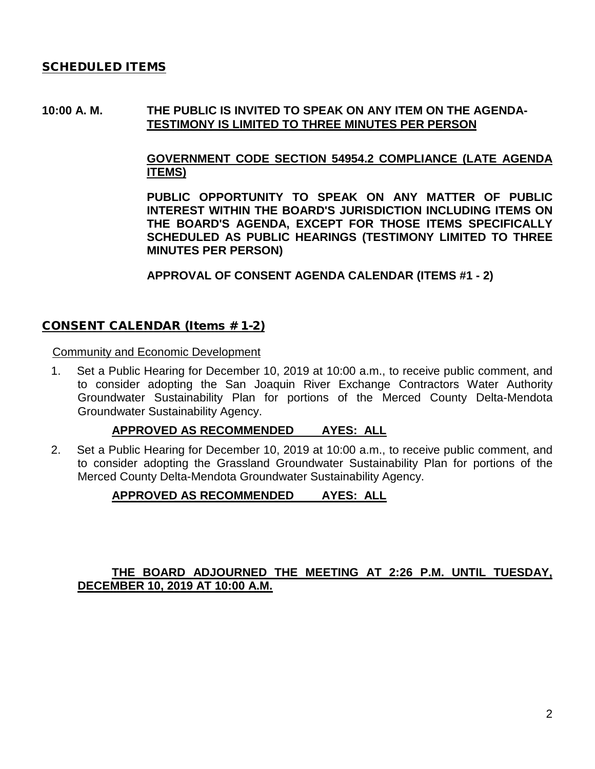## SCHEDULED ITEMS

**10:00 A. M.** **THE PUBLIC IS INVITED TO SPEAK ON ANY ITEM ON THE AGENDA- TESTIMONY IS LIMITED TO THREE MINUTES PER PERSON**

**GOVERNMENT CODE SECTION 54954.2 COMPLIANCE (LATE AGENDA ITEMS)**

**PUBLIC OPPORTUNITY TO SPEAK ON ANY MATTER OF PUBLIC INTEREST WITHIN THE BOARD'S JURISDICTION INCLUDING ITEMS ON THE BOARD'S AGENDA, EXCEPT FOR THOSE ITEMS SPECIFICALLY SCHEDULED AS PUBLIC HEARINGS (TESTIMONY LIMITED TO THREE MINUTES PER PERSON)**

**APPROVAL OF CONSENT AGENDA CALENDAR (ITEMS #1 - 2)**

## CONSENT CALENDAR (Items # 1-2)

Community and Economic Development

1. Set a Public Hearing for December 10, 2019 at 10:00 a.m., to receive public comment, and to consider adopting the San Joaquin River Exchange Contractors Water Authority Groundwater Sustainability Plan for portions of the Merced County Delta-Mendota Groundwater Sustainability Agency.

   **APPROVED AS RECOMMENDED AYES: ALL**

2. Set a Public Hearing for December 10, 2019 at 10:00 a.m., to receive public comment, and to consider adopting the Grassland Groundwater Sustainability Plan for portions of the Merced County Delta-Mendota Groundwater Sustainability Agency.

   **APPROVED AS RECOMMENDED AYES: ALL**

**THE BOARD ADJOURNED THE MEETING AT 2:26 P.M. UNTIL TUESDAY, DECEMBER 10, 2019 AT 10:00 A.M.**